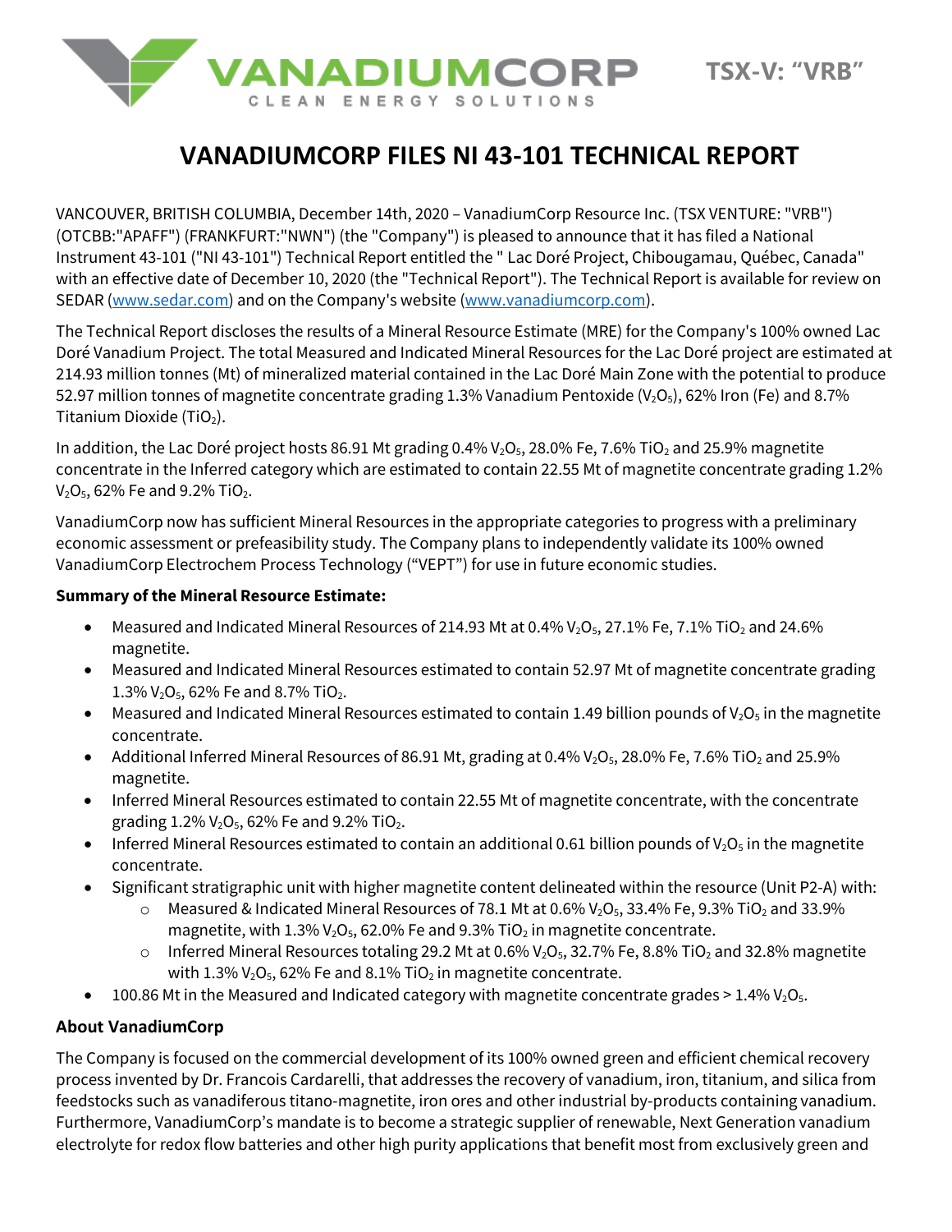VANADIUMCORP
CLEAN ENERGY SOLUTIONS

TSX-V: "VRB"

# VANADIUMCORP FILES NI 43-101 TECHNICAL REPORT

VANCOUVER, BRITISH COLUMBIA, December 14th, 2020 – VanadiumCorp Resource Inc. (TSX VENTURE: "VRB") (OTCBB:"APAFF") (FRANKFURT:"NWN") (the "Company") is pleased to announce that it has filed a National Instrument 43-101 ("NI 43-101") Technical Report entitled the " Lac Doré Project, Chibougamau, Québec, Canada" with an effective date of December 10, 2020 (the "Technical Report"). The Technical Report is available for review on SEDAR (www.sedar.com) and on the Company's website (www.vanadiumcorp.com).

The Technical Report discloses the results of a Mineral Resource Estimate (MRE) for the Company's 100% owned Lac Doré Vanadium Project. The total Measured and Indicated Mineral Resources for the Lac Doré project are estimated at 214.93 million tonnes (Mt) of mineralized material contained in the Lac Doré Main Zone with the potential to produce 52.97 million tonnes of magnetite concentrate grading 1.3% Vanadium Pentoxide ($V_2O_5$), 62% Iron (Fe) and 8.7% Titanium Dioxide ($TiO_2$).

In addition, the Lac Doré project hosts 86.91 Mt grading 0.4% $V_2O_5$, 28.0% Fe, 7.6% $TiO_2$ and 25.9% magnetite concentrate in the Inferred category which are estimated to contain 22.55 Mt of magnetite concentrate grading 1.2% $V_2O_5$, 62% Fe and 9.2% $TiO_2$.

VanadiumCorp now has sufficient Mineral Resources in the appropriate categories to progress with a preliminary economic assessment or prefeasibility study. The Company plans to independently validate its 100% owned VanadiumCorp Electrochem Process Technology ("VEPT") for use in future economic studies.

**Summary of the Mineral Resource Estimate:**

- Measured and Indicated Mineral Resources of 214.93 Mt at 0.4% $V_2O_5$, 27.1% Fe, 7.1% $TiO_2$ and 24.6% magnetite.
- Measured and Indicated Mineral Resources estimated to contain 52.97 Mt of magnetite concentrate grading 1.3% $V_2O_5$, 62% Fe and 8.7% $TiO_2$.
- Measured and Indicated Mineral Resources estimated to contain 1.49 billion pounds of $V_2O_5$ in the magnetite concentrate.
- Additional Inferred Mineral Resources of 86.91 Mt, grading at 0.4% $V_2O_5$, 28.0% Fe, 7.6% $TiO_2$ and 25.9% magnetite.
- Inferred Mineral Resources estimated to contain 22.55 Mt of magnetite concentrate, with the concentrate grading 1.2% $V_2O_5$, 62% Fe and 9.2% $TiO_2$.
- Inferred Mineral Resources estimated to contain an additional 0.61 billion pounds of $V_2O_5$ in the magnetite concentrate.
- Significant stratigraphic unit with higher magnetite content delineated within the resource (Unit P2-A) with:
  - Measured & Indicated Mineral Resources of 78.1 Mt at 0.6% $V_2O_5$, 33.4% Fe, 9.3% $TiO_2$ and 33.9% magnetite, with 1.3% $V_2O_5$, 62.0% Fe and 9.3% $TiO_2$ in magnetite concentrate.
  - Inferred Mineral Resources totaling 29.2 Mt at 0.6% $V_2O_5$, 32.7% Fe, 8.8% $TiO_2$ and 32.8% magnetite with 1.3% $V_2O_5$, 62% Fe and 8.1% $TiO_2$ in magnetite concentrate.
- 100.86 Mt in the Measured and Indicated category with magnetite concentrate grades > 1.4% $V_2O_5$.

**About VanadiumCorp**

The Company is focused on the commercial development of its 100% owned green and efficient chemical recovery process invented by Dr. Francois Cardarelli, that addresses the recovery of vanadium, iron, titanium, and silica from feedstocks such as vanadiferous titano-magnetite, iron ores and other industrial by-products containing vanadium. Furthermore, VanadiumCorp's mandate is to become a strategic supplier of renewable, Next Generation vanadium electrolyte for redox flow batteries and other high purity applications that benefit most from exclusively green and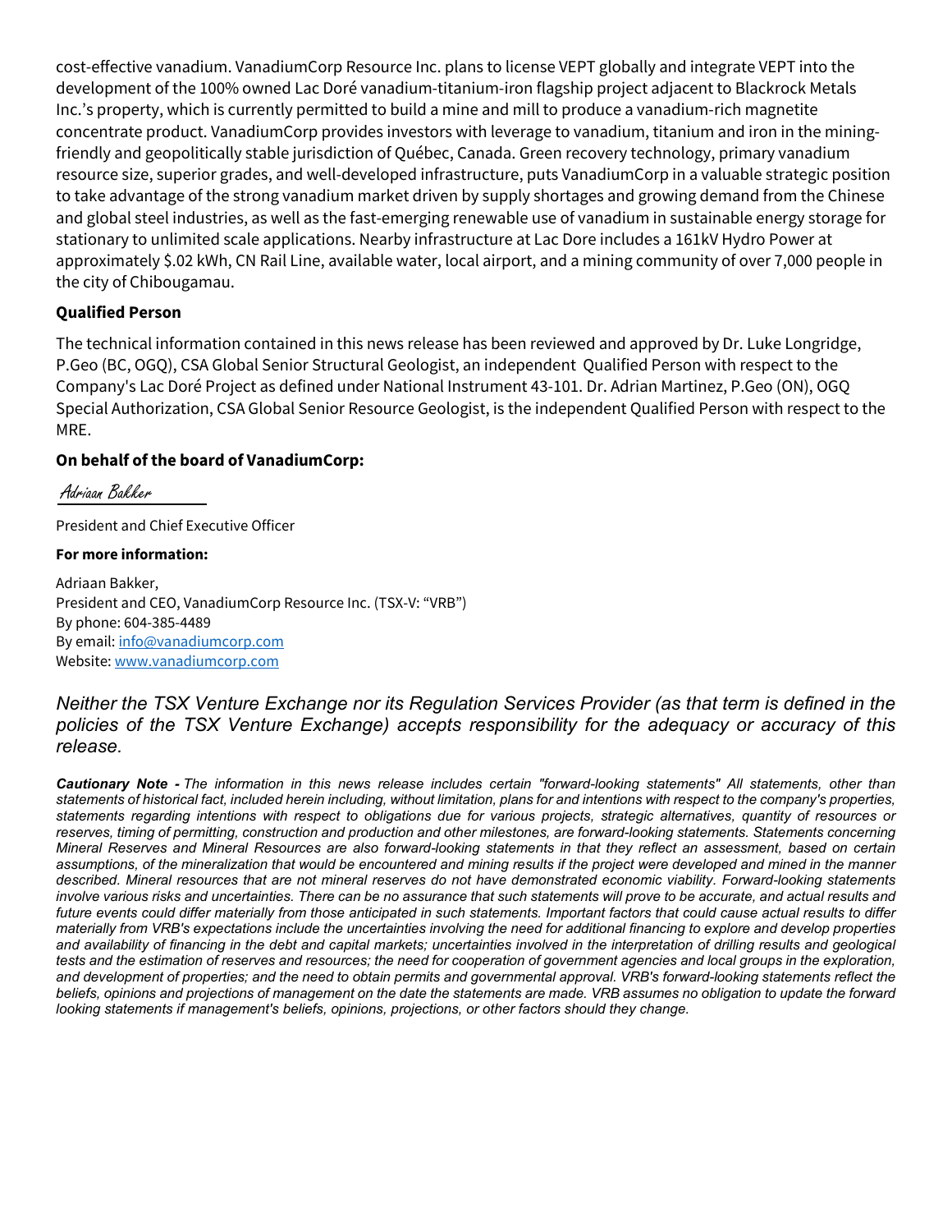cost-effective vanadium. VanadiumCorp Resource Inc. plans to license VEPT globally and integrate VEPT into the development of the 100% owned Lac Doré vanadium-titanium-iron flagship project adjacent to Blackrock Metals Inc.'s property, which is currently permitted to build a mine and mill to produce a vanadium-rich magnetite concentrate product. VanadiumCorp provides investors with leverage to vanadium, titanium and iron in the mining-friendly and geopolitically stable jurisdiction of Québec, Canada. Green recovery technology, primary vanadium resource size, superior grades, and well-developed infrastructure, puts VanadiumCorp in a valuable strategic position to take advantage of the strong vanadium market driven by supply shortages and growing demand from the Chinese and global steel industries, as well as the fast-emerging renewable use of vanadium in sustainable energy storage for stationary to unlimited scale applications. Nearby infrastructure at Lac Dore includes a 161kV Hydro Power at approximately \$.02 kWh, CN Rail Line, available water, local airport, and a mining community of over 7,000 people in the city of Chibougamau.

**Qualified Person**

The technical information contained in this news release has been reviewed and approved by Dr. Luke Longridge, P.Geo (BC, OGQ), CSA Global Senior Structural Geologist, an independent Qualified Person with respect to the Company's Lac Doré Project as defined under National Instrument 43-101. Dr. Adrian Martinez, P.Geo (ON), OGQ Special Authorization, CSA Global Senior Resource Geologist, is the independent Qualified Person with respect to the MRE.

**On behalf of the board of VanadiumCorp:**

*Adriaan Bakker*

President and Chief Executive Officer

**For more information:**

Adriaan Bakker,
President and CEO, VanadiumCorp Resource Inc. (TSX-V: "VRB")
By phone: 604-385-4489
By email: info@vanadiumcorp.com
Website: www.vanadiumcorp.com

*Neither the TSX Venture Exchange nor its Regulation Services Provider (as that term is defined in the policies of the TSX Venture Exchange) accepts responsibility for the adequacy or accuracy of this release.*

***Cautionary Note -*** *The information in this news release includes certain "forward-looking statements" All statements, other than statements of historical fact, included herein including, without limitation, plans for and intentions with respect to the company's properties, statements regarding intentions with respect to obligations due for various projects, strategic alternatives, quantity of resources or reserves, timing of permitting, construction and production and other milestones, are forward-looking statements. Statements concerning Mineral Reserves and Mineral Resources are also forward-looking statements in that they reflect an assessment, based on certain assumptions, of the mineralization that would be encountered and mining results if the project were developed and mined in the manner described. Mineral resources that are not mineral reserves do not have demonstrated economic viability. Forward-looking statements involve various risks and uncertainties. There can be no assurance that such statements will prove to be accurate, and actual results and future events could differ materially from those anticipated in such statements. Important factors that could cause actual results to differ materially from VRB's expectations include the uncertainties involving the need for additional financing to explore and develop properties and availability of financing in the debt and capital markets; uncertainties involved in the interpretation of drilling results and geological tests and the estimation of reserves and resources; the need for cooperation of government agencies and local groups in the exploration, and development of properties; and the need to obtain permits and governmental approval. VRB's forward-looking statements reflect the beliefs, opinions and projections of management on the date the statements are made. VRB assumes no obligation to update the forward looking statements if management's beliefs, opinions, projections, or other factors should they change.*